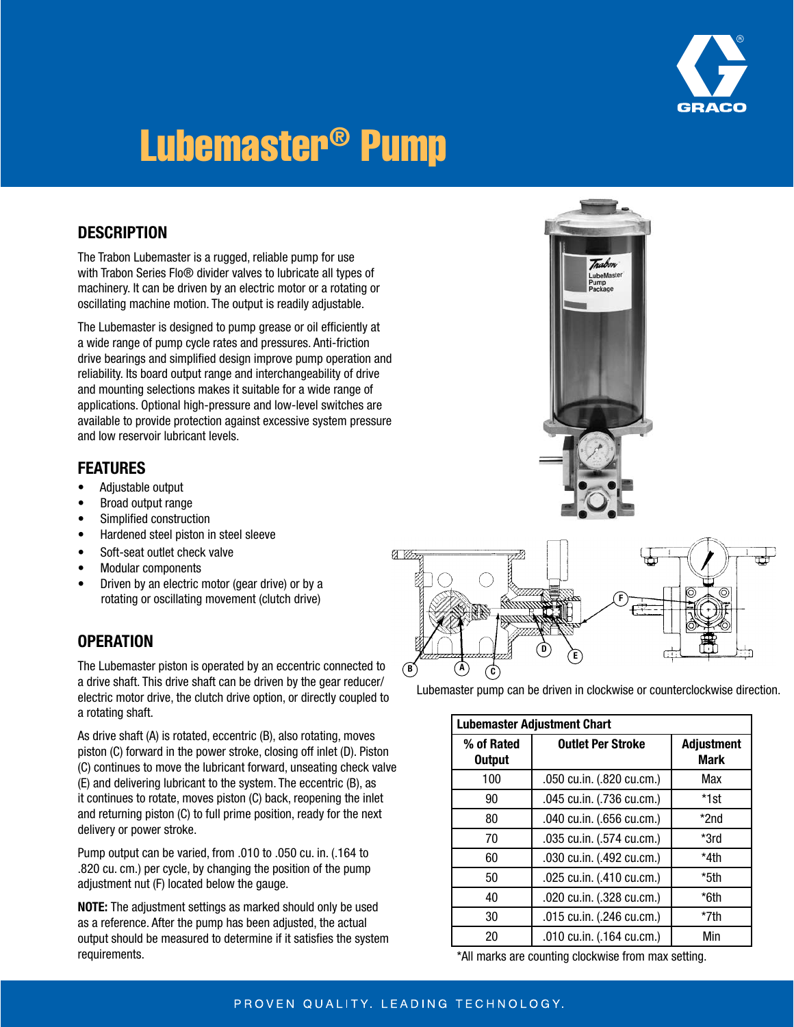# Lubemaster® Pump

## DESCRIPTION

The Trabon Lubemaster is a rugged, reliable pump for use with Trabon Series Flo® divider valves to lubricate all types of machinery. It can be driven by an electric motor or a rotating or oscillating machine motion. The output is readily adjustable.

The Lubemaster is designed to pump grease or oil efficiently at a wide range of pump cycle rates and pressures. Anti-friction drive bearings and simplified design improve pump operation and reliability. Its board output range and interchangeability of drive and mounting selections makes it suitable for a wide range of applications. Optional high-pressure and low-level switches are available to provide protection against excessive system pressure and low reservoir lubricant levels.

## FEATURES

- Adjustable output
- Broad output range
- Simplified construction
- Hardened steel piston in steel sleeve
- Soft-seat outlet check valve
- Modular components
- Driven by an electric motor (gear drive) or by a rotating or oscillating movement (clutch drive)

## OPERATION

The Lubemaster piston is operated by an eccentric connected to a drive shaft. This drive shaft can be driven by the gear reducer/electric motor drive, the clutch drive option, or directly coupled to a rotating shaft.

As drive shaft (A) is rotated, eccentric (B), also rotating, moves piston (C) forward in the power stroke, closing off inlet (D). Piston (C) continues to move the lubricant forward, unseating check valve (E) and delivering lubricant to the system. The eccentric (B), as it continues to rotate, moves piston (C) back, reopening the inlet and returning piston (C) to full prime position, ready for the next delivery or power stroke.

Pump output can be varied, from .010 to .050 cu. in. (.164 to .820 cu. cm.) per cycle, by changing the position of the pump adjustment nut (F) located below the gauge.

**NOTE:** The adjustment settings as marked should only be used as a reference. After the pump has been adjusted, the actual output should be measured to determine if it satisfies the system requirements.

Lubemaster pump can be driven in clockwise or counterclockwise direction.

| Lubemaster Adjustment Chart | | |
|---|---|---|
| **% of Rated Output** | **Outlet Per Stroke** | **Adjustment Mark** |
| 100 | .050 cu.in. (.820 cu.cm.) | Max |
| 90 | .045 cu.in. (.736 cu.cm.) | *1st |
| 80 | .040 cu.in. (.656 cu.cm.) | *2nd |
| 70 | .035 cu.in. (.574 cu.cm.) | *3rd |
| 60 | .030 cu.in. (.492 cu.cm.) | *4th |
| 50 | .025 cu.in. (.410 cu.cm.) | *5th |
| 40 | .020 cu.in. (.328 cu.cm.) | *6th |
| 30 | .015 cu.in. (.246 cu.cm.) | *7th |
| 20 | .010 cu.in. (.164 cu.cm.) | Min |

*All marks are counting clockwise from max setting.

PROVEN QUALITY. LEADING TECHNOLOGY.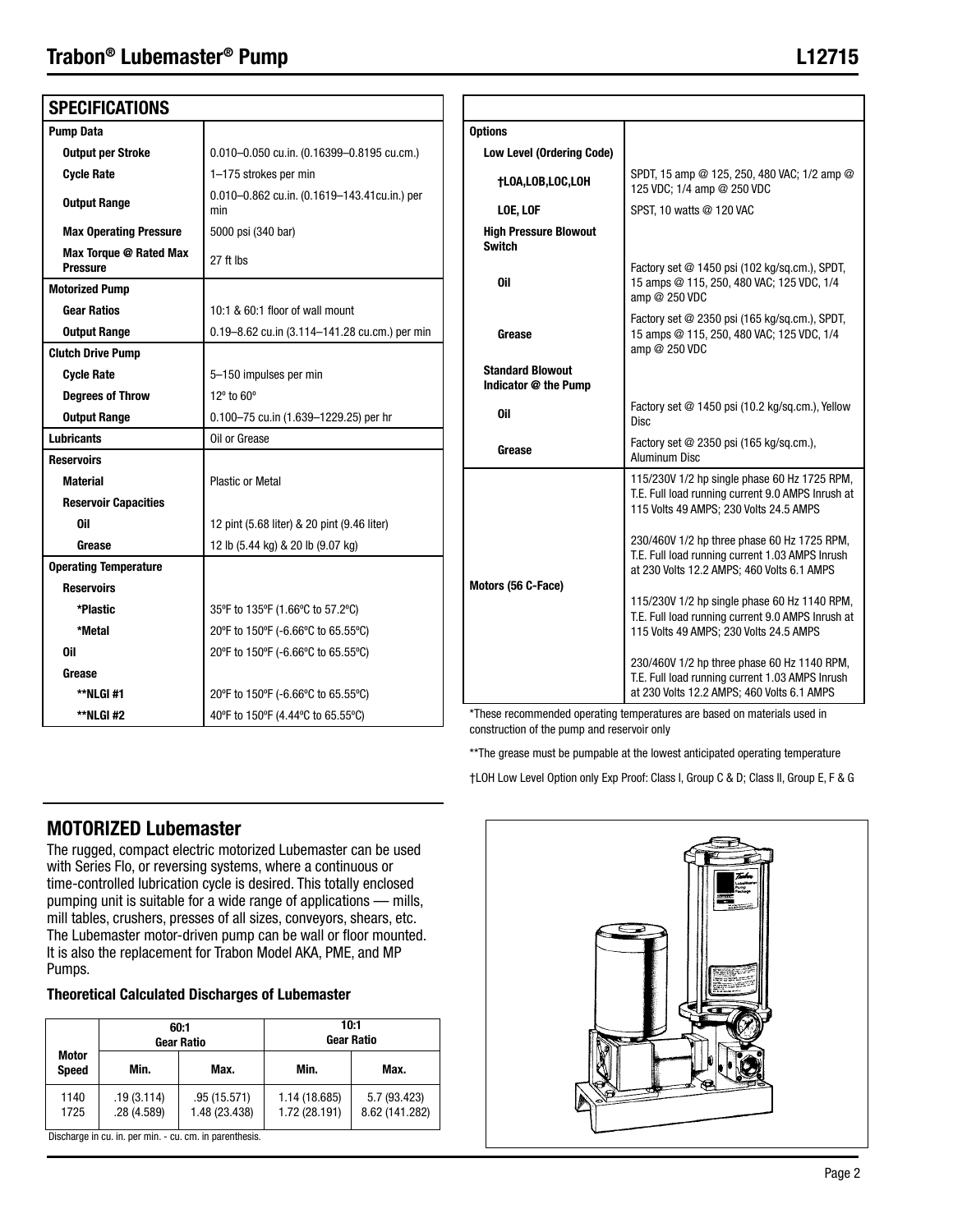## SPECIFICATIONS

| Specification | Value |
|---|---|
| **Pump Data** | |
| **Output per Stroke** | 0.010–0.050 cu.in. (0.16399–0.8195 cu.cm.) |
| **Cycle Rate** | 1–175 strokes per min |
| **Output Range** | 0.010–0.862 cu.in. (0.1619–143.41cu.in.) per min |
| **Max Operating Pressure** | 5000 psi (340 bar) |
| **Max Torque @ Rated Max Pressure** | 27 ft lbs |
| **Motorized Pump** | |
| **Gear Ratios** | 10:1 & 60:1 floor of wall mount |
| **Output Range** | 0.19–8.62 cu.in (3.114–141.28 cu.cm.) per min |
| **Clutch Drive Pump** | |
| **Cycle Rate** | 5–150 impulses per min |
| **Degrees of Throw** | 12º to 60º |
| **Output Range** | 0.100–75 cu.in (1.639–1229.25) per hr |
| **Lubricants** | Oil or Grease |
| **Reservoirs** | |
| **Material** | Plastic or Metal |
| **Reservoir Capacities** | |
| **Oil** | 12 pint (5.68 liter) & 20 pint (9.46 liter) |
| **Grease** | 12 lb (5.44 kg) & 20 lb (9.07 kg) |
| **Operating Temperature** | |
| **Reservoirs** | |
| ***Plastic** | 35ºF to 135ºF (1.66ºC to 57.2ºC) |
| ***Metal** | 20ºF to 150ºF (-6.66ºC to 65.55ºC) |
| **Oil** | 20ºF to 150ºF (-6.66ºC to 65.55ºC) |
| **Grease** | |
| ****NLGI #1** | 20ºF to 150ºF (-6.66ºC to 65.55ºC) |
| ****NLGI #2** | 40ºF to 150ºF (4.44ºC to 65.55ºC) |

| Options | |
|---|---|
| **Low Level (Ordering Code)** | |
| **†LOA,LOB,LOC,LOH** | SPDT, 15 amp @ 125, 250, 480 VAC; 1/2 amp @ 125 VDC; 1/4 amp @ 250 VDC |
| **LOE, LOF** | SPST, 10 watts @ 120 VAC |
| **High Pressure Blowout Switch** | |
| **Oil** | Factory set @ 1450 psi (102 kg/sq.cm.), SPDT, 15 amps @ 115, 250, 480 VAC; 125 VDC, 1/4 amp @ 250 VDC |
| **Grease** | Factory set @ 2350 psi (165 kg/sq.cm.), SPDT, 15 amps @ 115, 250, 480 VAC; 125 VDC, 1/4 amp @ 250 VDC |
| **Standard Blowout Indicator @ the Pump** | |
| **Oil** | Factory set @ 1450 psi (10.2 kg/sq.cm.), Yellow Disc |
| **Grease** | Factory set @ 2350 psi (165 kg/sq.cm.), Aluminum Disc |
| **Motors (56 C-Face)** | 115/230V 1/2 hp single phase 60 Hz 1725 RPM, T.E. Full load running current 9.0 AMPS Inrush at 115 Volts 49 AMPS; 230 Volts 24.5 AMPS |
| | 230/460V 1/2 hp three phase 60 Hz 1725 RPM, T.E. Full load running current 1.03 AMPS Inrush at 230 Volts 12.2 AMPS; 460 Volts 6.1 AMPS |
| | 115/230V 1/2 hp single phase 60 Hz 1140 RPM, T.E. Full load running current 9.0 AMPS Inrush at 115 Volts 49 AMPS; 230 Volts 24.5 AMPS |
| | 230/460V 1/2 hp three phase 60 Hz 1140 RPM, T.E. Full load running current 1.03 AMPS Inrush at 230 Volts 12.2 AMPS; 460 Volts 6.1 AMPS |

*These recommended operating temperatures are based on materials used in construction of the pump and reservoir only

**The grease must be pumpable at the lowest anticipated operating temperature

†LOH Low Level Option only Exp Proof: Class I, Group C & D; Class II, Group E, F & G

## MOTORIZED Lubemaster

The rugged, compact electric motorized Lubemaster can be used with Series Flo, or reversing systems, where a continuous or time-controlled lubrication cycle is desired. This totally enclosed pumping unit is suitable for a wide range of applications — mills, mill tables, crushers, presses of all sizes, conveyors, shears, etc. The Lubemaster motor-driven pump can be wall or floor mounted. It is also the replacement for Trabon Model AKA, PME, and MP Pumps.

### Theoretical Calculated Discharges of Lubemaster

| Motor Speed | 60:1 Gear Ratio | | 10:1 Gear Ratio | |
|---|---|---|---|---|
| | Min. | Max. | Min. | Max. |
| 1140 | .19 (3.114) | .95 (15.571) | 1.14 (18.685) | 5.7 (93.423) |
| 1725 | .28 (4.589) | 1.48 (23.438) | 1.72 (28.191) | 8.62 (141.282) |

Discharge in cu. in. per min. - cu. cm. in parenthesis.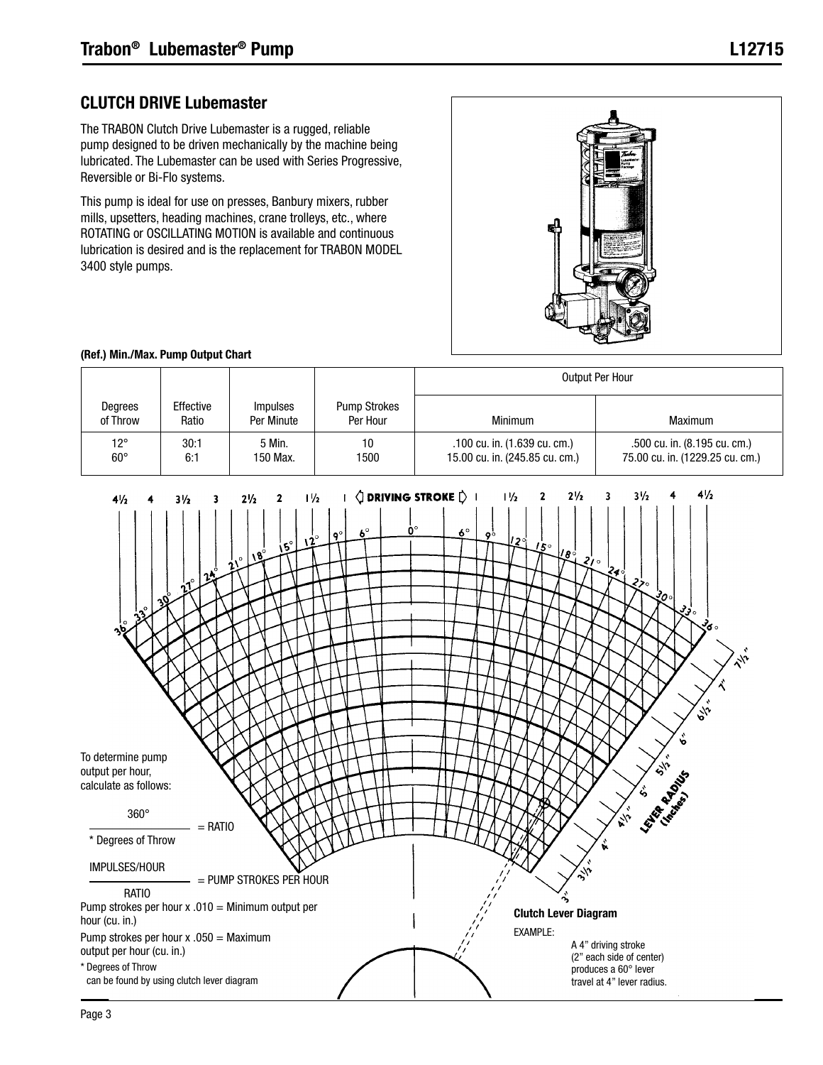## CLUTCH DRIVE Lubemaster

The TRABON Clutch Drive Lubemaster is a rugged, reliable pump designed to be driven mechanically by the machine being lubricated. The Lubemaster can be used with Series Progressive, Reversible or Bi-Flo systems.

This pump is ideal for use on presses, Banbury mixers, rubber mills, upsetters, heading machines, crane trolleys, etc., where ROTATING or OSCILLATING MOTION is available and continuous lubrication is desired and is the replacement for TRABON MODEL 3400 style pumps.

**(Ref.) Min./Max. Pump Output Chart**

| Degrees of Throw | Effective Ratio | Impulses Per Minute | Pump Strokes Per Hour | Output Per Hour | |
|---|---|---|---|---|---|
| | | | | Minimum | Maximum |
| 12°<br>60° | 30:1<br>6:1 | 5 Min.<br>150 Max. | 10<br>1500 | .100 cu. in. (1.639 cu. cm.)<br>15.00 cu. in. (245.85 cu. cm.) | .500 cu. in. (8.195 cu. cm.)<br>75.00 cu. in. (1229.25 cu. cm.) |

To determine pump output per hour, calculate as follows:

$$\frac{360°}{\text{* Degrees of Throw}} = \text{RATIO}$$

$$\frac{\text{IMPULSES/HOUR}}{\text{RATIO}} = \text{PUMP STROKES PER HOUR}$$

Pump strokes per hour x .010 = Minimum output per hour (cu. in.)

Pump strokes per hour x .050 = Maximum output per hour (cu. in.)

\* Degrees of Throw can be found by using clutch lever diagram

**Clutch Lever Diagram**

EXAMPLE:

A 4" driving stroke (2" each side of center) produces a 60° lever travel at 4" lever radius.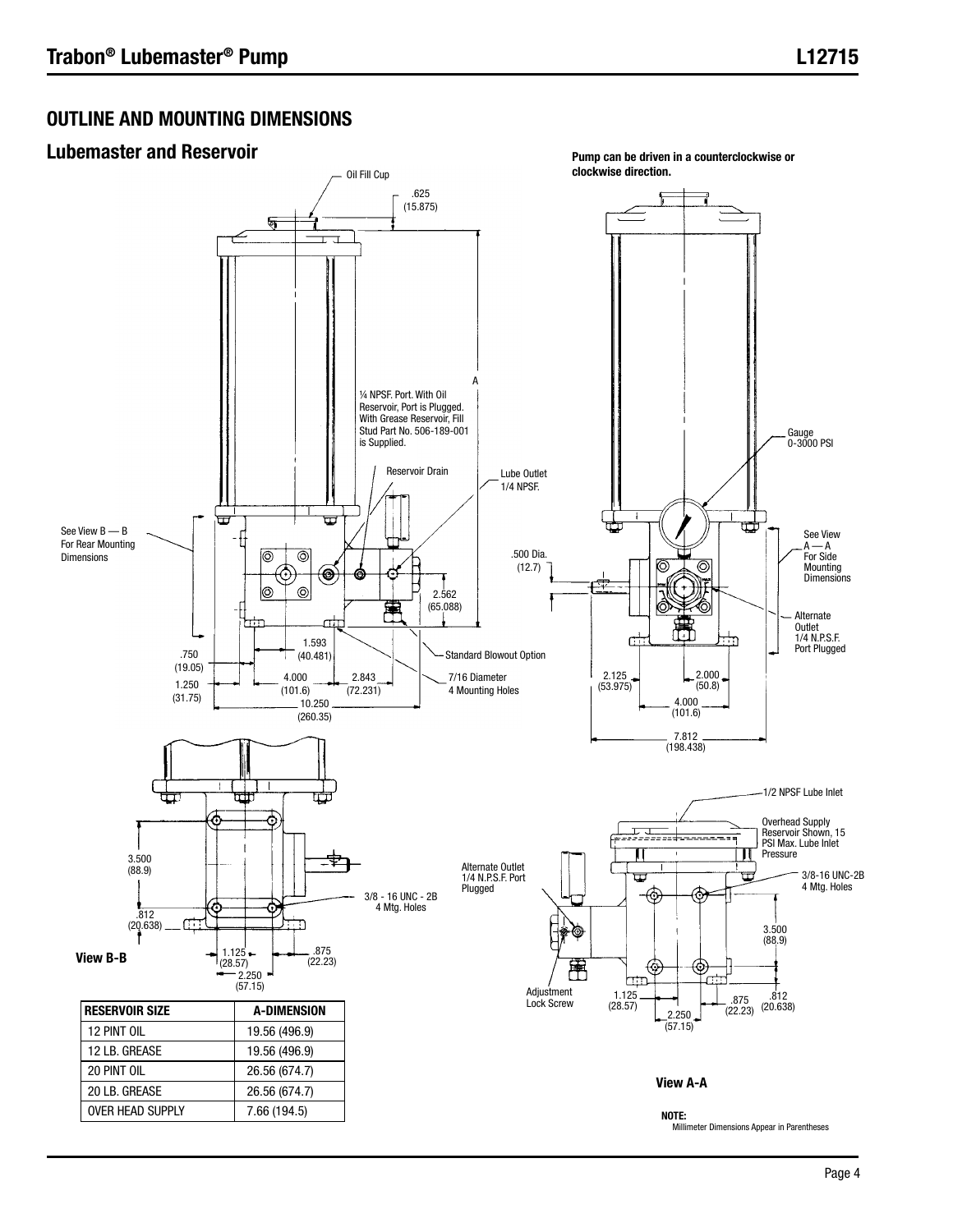## OUTLINE AND MOUNTING DIMENSIONS

### Lubemaster and Reservoir

**Pump can be driven in a counterclockwise or clockwise direction.**

Oil Fill Cup

.625 (15.875)

A

¼ NPSF. Port. With Oil Reservoir, Port is Plugged. With Grease Reservoir, Fill Stud Part No. 506-189-001 is Supplied.

Reservoir Drain

Lube Outlet 1/4 NPSF.

See View B — B For Rear Mounting Dimensions

.500 Dia. (12.7)

2.562 (65.088)

1.593 (40.481)

.750 (19.05)

Standard Blowout Option

4.000 (101.6)

2.843 (72.231)

7/16 Diameter 4 Mounting Holes

1.250 (31.75)

10.250 (260.35)

Gauge 0-3000 PSI

See View A — A For Side Mounting Dimensions

Alternate Outlet 1/4 N.P.S.F. Port Plugged

2.125 (53.975)

2.000 (50.8)

4.000 (101.6)

7.812 (198.438)

3.500 (88.9)

3/8 - 16 UNC - 2B 4 Mtg. Holes

.812 (20.638)

1.125 (28.57)

.875 (22.23)

2.250 (57.15)

**View B-B**

| RESERVOIR SIZE | A-DIMENSION |
|---|---|
| 12 PINT OIL | 19.56 (496.9) |
| 12 LB. GREASE | 19.56 (496.9) |
| 20 PINT OIL | 26.56 (674.7) |
| 20 LB. GREASE | 26.56 (674.7) |
| OVER HEAD SUPPLY | 7.66 (194.5) |

1/2 NPSF Lube Inlet

Overhead Supply Reservoir Shown, 15 PSI Max. Lube Inlet Pressure

Alternate Outlet 1/4 N.P.S.F. Port Plugged

3/8-16 UNC-2B 4 Mtg. Holes

3.500 (88.9)

Adjustment Lock Screw

1.125 (28.57)

.875 (22.23)

.812 (20.638)

2.250 (57.15)

**View A-A**

**NOTE:**
Millimeter Dimensions Appear in Parentheses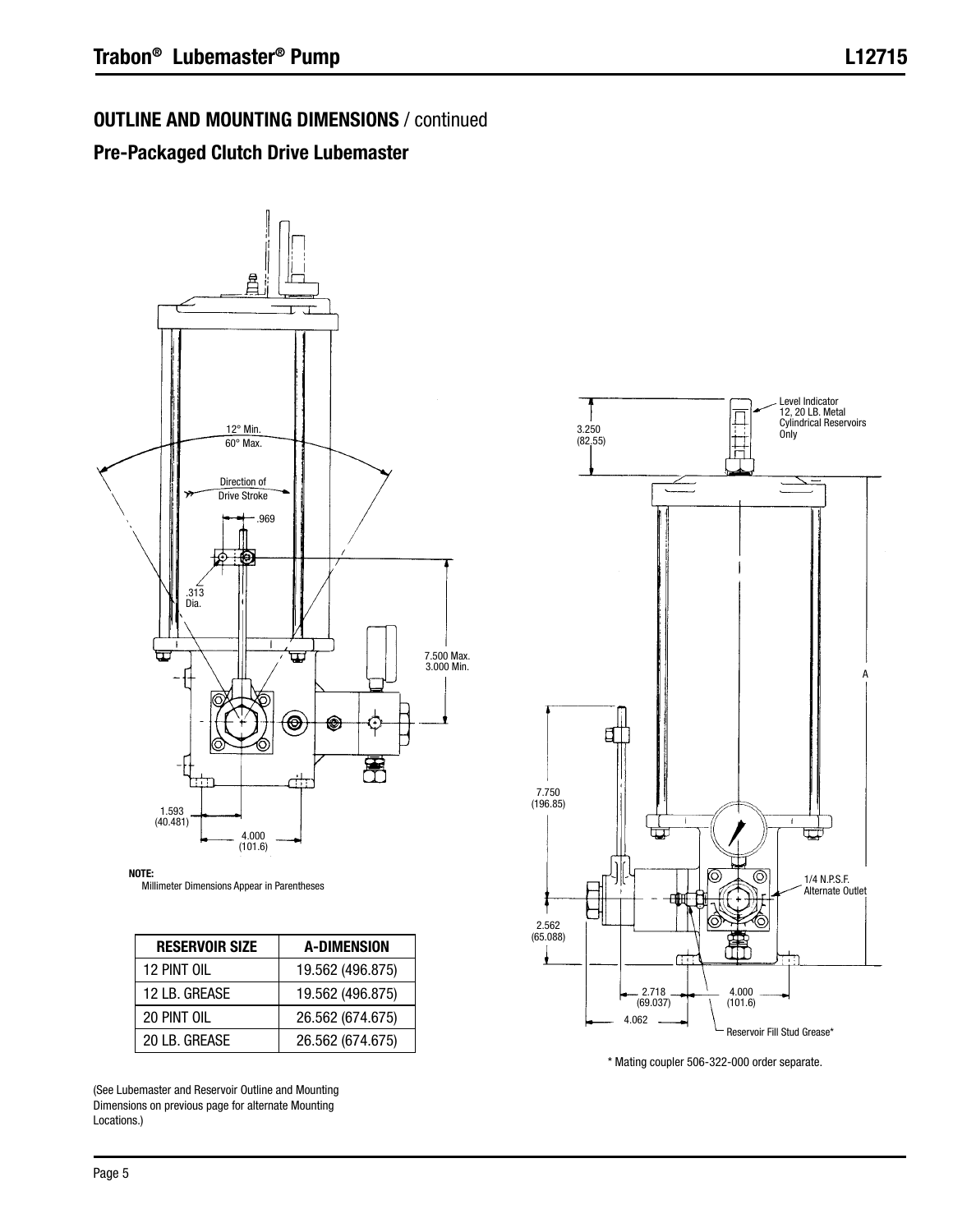## OUTLINE AND MOUNTING DIMENSIONS / continued

### Pre-Packaged Clutch Drive Lubemaster

12° Min.
60° Max.

Direction of Drive Stroke

.969

.313 Dia.

7.500 Max.
3.000 Min.

1.593 (40.481)

4.000 (101.6)

**NOTE:**
Millimeter Dimensions Appear in Parentheses

| RESERVOIR SIZE | A-DIMENSION |
|---|---|
| 12 PINT OIL | 19.562 (496.875) |
| 12 LB. GREASE | 19.562 (496.875) |
| 20 PINT OIL | 26.562 (674.675) |
| 20 LB. GREASE | 26.562 (674.675) |

(See Lubemaster and Reservoir Outline and Mounting Dimensions on previous page for alternate Mounting Locations.)

3.250 (82.55)

Level Indicator 12, 20 LB. Metal Cylindrical Reservoirs Only

A

7.750 (196.85)

1/4 N.P.S.F. Alternate Outlet

2.562 (65.088)

2.718 (69.037)

4.000 (101.6)

4.062

Reservoir Fill Stud Grease*

* Mating coupler 506-322-000 order separate.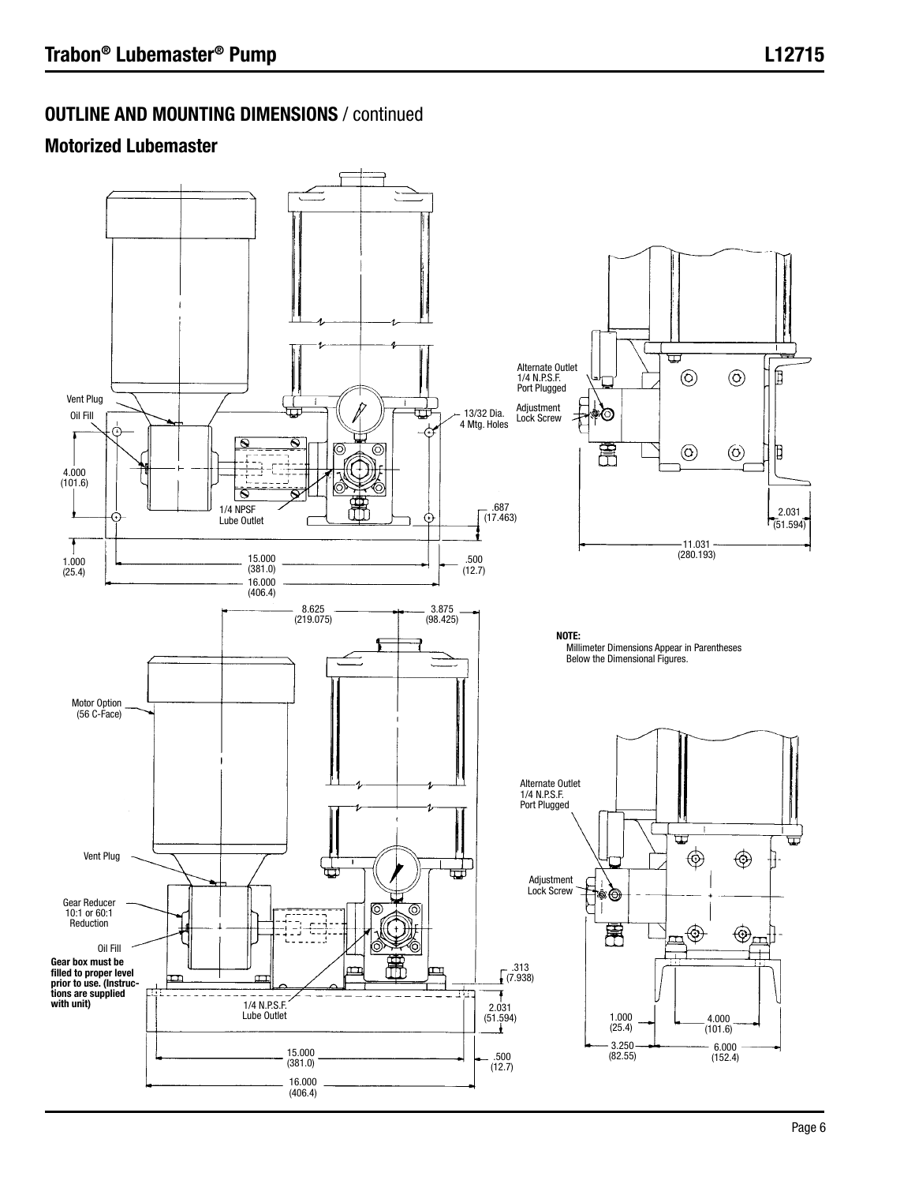## OUTLINE AND MOUNTING DIMENSIONS / continued

### Motorized Lubemaster

Vent Plug

Oil Fill

4.000
(101.6)

1.000
(25.4)

1/4 NPSF
Lube Outlet

13/32 Dia.
4 Mtg. Holes

.687
(17.463)

15.000
(381.0)

16.000
(406.4)

.500
(12.7)

Alternate Outlet
1/4 N.P.S.F.
Port Plugged

Adjustment
Lock Screw

2.031
(51.594)

11.031
(280.193)

8.625
(219.075)

3.875
(98.425)

**NOTE:**
Millimeter Dimensions Appear in Parentheses Below the Dimensional Figures.

Motor Option
(56 C-Face)

Vent Plug

Gear Reducer
10:1 or 60:1
Reduction

Oil Fill

**Gear box must be filled to proper level prior to use. (Instructions are supplied with unit)**

1/4 N.P.S.F.
Lube Outlet

.313
(7.938)

2.031
(51.594)

15.000
(381.0)

.500
(12.7)

16.000
(406.4)

Alternate Outlet
1/4 N.P.S.F.
Port Plugged

Adjustment
Lock Screw

1.000
(25.4)

4.000
(101.6)

3.250
(82.55)

6.000
(152.4)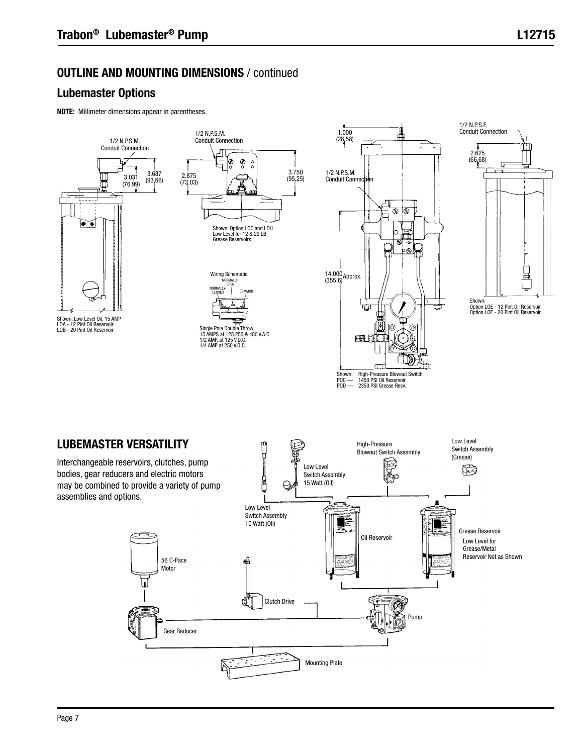## OUTLINE AND MOUNTING DIMENSIONS / continued

### Lubemaster Options

**NOTE:** Millimeter dimensions appear in parentheses.

1/2 N.P.S.M. Conduit Connection

3.031 (76.99)

3.687 (93.66)

Shown: Low Level Oil, 15 AMP
LOA - 12 Pint Oil Reservoir
LOB - 20 Pint Oil Reservoir

1/2 N.P.S.M. Conduit Connection

2.875 (73.03)

3.750 (95.25)

Shown: Option LOC and LOH
Low Level for 12 & 20 LB
Grease Reservoirs

Wiring Schematic

NORMALLY-OPEN

NORMALLY-CLOSED

COMMON

Single Pole Double Throw
15 AMPS at 125.250 & 480 V.A.C.
1/2 AMP, at 125 V.D.C.
1/4 AMP at 250 V.D.C.

1.000 (28.58)

1/2 N.P.S.M. Conduit Connection

14.000 (355.6) Approx.

Shown: High-Pressure Blowout Switch
POC — 1450 PSI Oil Reservoir
POD — 2350 PSI Grease Resv.

1/2 N.P.S.F. Conduit Connection

2.625 (66.68)

Shown:
Option LOE - 12 Pint Oil Reservoir
Option LOF - 20 Pint Oil Reservoir

## LUBEMASTER VERSATILITY

Interchangeable reservoirs, clutches, pump bodies, gear reducers and electric motors may be combined to provide a variety of pump assemblies and options.

Low Level Switch Assembly 10 Watt (Oil)

Low Level Switch Assembly 15 Watt (Oil)

High-Pressure Blowout Switch Assembly

Low Level Switch Assembly (Grease)

Oil Reservoir

Grease Reservoir

Low Level for Grease/Metal Reservoir Not as Shown

56 C-Face Motor

Clutch Drive

Pump

Gear Reducer

Mounting Plate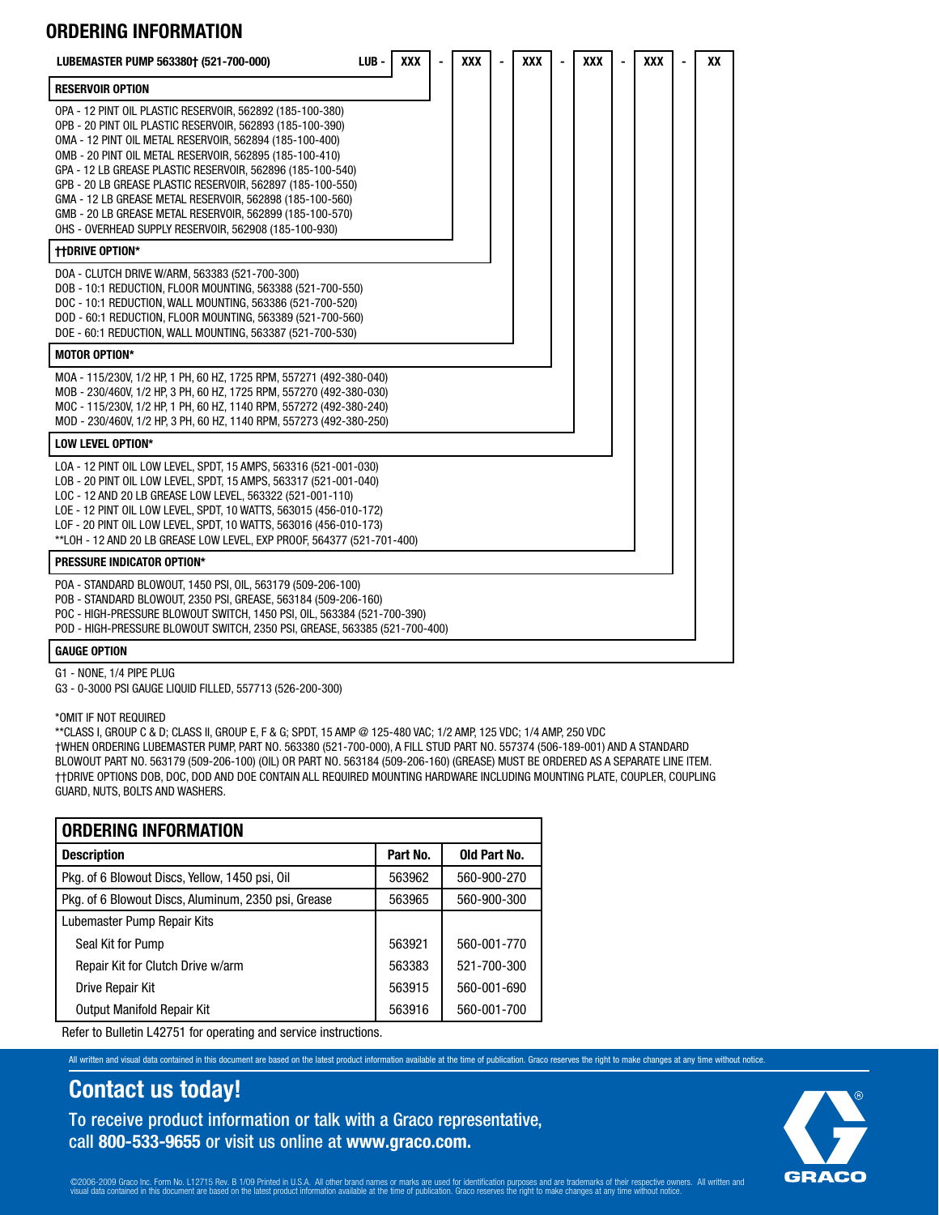## ORDERING INFORMATION

**LUBEMASTER PUMP 563380† (521-700-000)** LUB - XXX - XXX - XXX - XXX - XXX - XX

**RESERVOIR OPTION**

OPA - 12 PINT OIL PLASTIC RESERVOIR, 562892 (185-100-380)
OPB - 20 PINT OIL PLASTIC RESERVOIR, 562893 (185-100-390)
OMA - 12 PINT OIL METAL RESERVOIR, 562894 (185-100-400)
OMB - 20 PINT OIL METAL RESERVOIR, 562895 (185-100-410)
GPA - 12 LB GREASE PLASTIC RESERVOIR, 562896 (185-100-540)
GPB - 20 LB GREASE PLASTIC RESERVOIR, 562897 (185-100-550)
GMA - 12 LB GREASE METAL RESERVOIR, 562898 (185-100-560)
GMB - 20 LB GREASE METAL RESERVOIR, 562899 (185-100-570)
OHS - OVERHEAD SUPPLY RESERVOIR, 562908 (185-100-930)

**††DRIVE OPTION***

DOA - CLUTCH DRIVE W/ARM, 563383 (521-700-300)
DOB - 10:1 REDUCTION, FLOOR MOUNTING, 563388 (521-700-550)
DOC - 10:1 REDUCTION, WALL MOUNTING, 563386 (521-700-520)
DOD - 60:1 REDUCTION, FLOOR MOUNTING, 563389 (521-700-560)
DOE - 60:1 REDUCTION, WALL MOUNTING, 563387 (521-700-530)

**MOTOR OPTION***

MOA - 115/230V, 1/2 HP, 1 PH, 60 HZ, 1725 RPM, 557271 (492-380-040)
MOB - 230/460V, 1/2 HP, 3 PH, 60 HZ, 1725 RPM, 557270 (492-380-030)
MOC - 115/230V, 1/2 HP, 1 PH, 60 HZ, 1140 RPM, 557272 (492-380-240)
MOD - 230/460V, 1/2 HP, 3 PH, 60 HZ, 1140 RPM, 557273 (492-380-250)

**LOW LEVEL OPTION***

LOA - 12 PINT OIL LOW LEVEL, SPDT, 15 AMPS, 563316 (521-001-030)
LOB - 20 PINT OIL LOW LEVEL, SPDT, 15 AMPS, 563317 (521-001-040)
LOC - 12 AND 20 LB GREASE LOW LEVEL, 563322 (521-001-110)
LOE - 12 PINT OIL LOW LEVEL, SPDT, 10 WATTS, 563015 (456-010-172)
LOF - 20 PINT OIL LOW LEVEL, SPDT, 10 WATTS, 563016 (456-010-173)
**LOH - 12 AND 20 LB GREASE LOW LEVEL, EXP PROOF, 564377 (521-701-400)

**PRESSURE INDICATOR OPTION***

POA - STANDARD BLOWOUT, 1450 PSI, OIL, 563179 (509-206-100)
POB - STANDARD BLOWOUT, 2350 PSI, GREASE, 563184 (509-206-160)
POC - HIGH-PRESSURE BLOWOUT SWITCH, 1450 PSI, OIL, 563384 (521-700-390)
POD - HIGH-PRESSURE BLOWOUT SWITCH, 2350 PSI, GREASE, 563385 (521-700-400)

**GAUGE OPTION**

G1 - NONE, 1/4 PIPE PLUG
G3 - 0-3000 PSI GAUGE LIQUID FILLED, 557713 (526-200-300)

*OMIT IF NOT REQUIRED
**CLASS I, GROUP C & D; CLASS II, GROUP E, F & G; SPDT, 15 AMP @ 125-480 VAC; 1/2 AMP, 125 VDC; 1/4 AMP, 250 VDC
†WHEN ORDERING LUBEMASTER PUMP, PART NO. 563380 (521-700-000), A FILL STUD PART NO. 557374 (506-189-001) AND A STANDARD BLOWOUT PART NO. 563179 (509-206-100) (OIL) OR PART NO. 563184 (509-206-160) (GREASE) MUST BE ORDERED AS A SEPARATE LINE ITEM.
††DRIVE OPTIONS DOB, DOC, DOD AND DOE CONTAIN ALL REQUIRED MOUNTING HARDWARE INCLUDING MOUNTING PLATE, COUPLER, COUPLING GUARD, NUTS, BOLTS AND WASHERS.

## ORDERING INFORMATION

| Description | Part No. | Old Part No. |
|---|---|---|
| Pkg. of 6 Blowout Discs, Yellow, 1450 psi, Oil | 563962 | 560-900-270 |
| Pkg. of 6 Blowout Discs, Aluminum, 2350 psi, Grease | 563965 | 560-900-300 |
| Lubemaster Pump Repair Kits | | |
| Seal Kit for Pump | 563921 | 560-001-770 |
| Repair Kit for Clutch Drive w/arm | 563383 | 521-700-300 |
| Drive Repair Kit | 563915 | 560-001-690 |
| Output Manifold Repair Kit | 563916 | 560-001-700 |

Refer to Bulletin L42751 for operating and service instructions.

All written and visual data contained in this document are based on the latest product information available at the time of publication. Graco reserves the right to make changes at any time without notice.

## Contact us today!

To receive product information or talk with a Graco representative, call **800-533-9655** or visit us online at **www.graco.com.**

©2006-2009 Graco Inc. Form No. L12715 Rev. B 1/09 Printed in U.S.A. All other brand names or marks are used for identification purposes and are trademarks of their respective owners. All written and visual data contained in this document are based on the latest product information available at the time of publication. Graco reserves the right to make changes at any time without notice.

GRACO